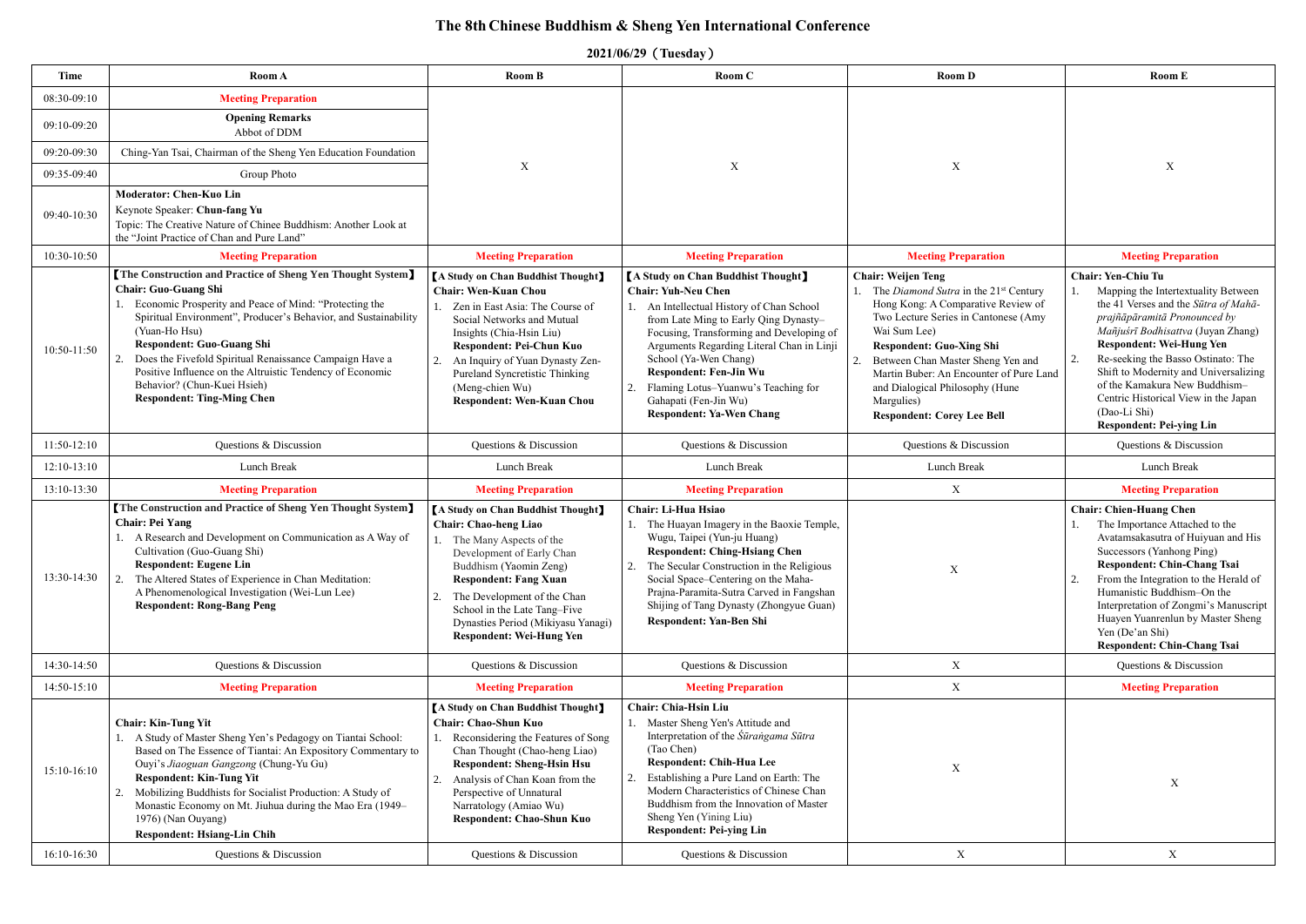# The 8th Chinese Buddhism & Sheng Yen International Conference

## 2021/06/29（Tuesday）

| Time | Room A | Room B | Room C | Room D | Room E |
|---|---|---|---|---|---|
| 08:30-09:10 | **Meeting Preparation** | X | X | X | X |
| 09:10-09:20 | **Opening Remarks** Abbot of DDM | | | | |
| 09:20-09:30 | Ching-Yan Tsai, Chairman of the Sheng Yen Education Foundation | | | | |
| 09:35-09:40 | Group Photo | | | | |
| 09:40-10:30 | **Moderator: Chen-Kuo Lin** Keynote Speaker: **Chun-fang Yu** Topic: The Creative Nature of Chinee Buddhism: Another Look at the "Joint Practice of Chan and Pure Land" | | | | |
| 10:30-10:50 | **Meeting Preparation** | **Meeting Preparation** | **Meeting Preparation** | **Meeting Preparation** | **Meeting Preparation** |
| 10:50-11:50 | **【The Construction and Practice of Sheng Yen Thought System】** **Chair: Guo-Guang Shi** 1. Economic Prosperity and Peace of Mind: "Protecting the Spiritual Environment", Producer's Behavior, and Sustainability (Yuan-Ho Hsu) **Respondent: Guo-Guang Shi** 2. Does the Fivefold Spiritual Renaissance Campaign Have a Positive Influence on the Altruistic Tendency of Economic Behavior? (Chun-Kuei Hsieh) **Respondent: Ting-Ming Chen** | **【A Study on Chan Buddhist Thought】** **Chair: Wen-Kuan Chou** 1. Zen in East Asia: The Course of Social Networks and Mutual Insights (Chia-Hsin Liu) **Respondent: Pei-Chun Kuo** 2. An Inquiry of Yuan Dynasty Zen-Pureland Syncretistic Thinking (Meng-chien Wu) **Respondent: Wen-Kuan Chou** | **【A Study on Chan Buddhist Thought】** **Chair: Yuh-Neu Chen** 1. An Intellectual History of Chan School from Late Ming to Early Qing Dynasty–Focusing, Transforming and Developing of Arguments Regarding Literal Chan in Linji School (Ya-Wen Chang) **Respondent: Fen-Jin Wu** 2. Flaming Lotus–Yuanwu's Teaching for Gahapati (Fen-Jin Wu) **Respondent: Ya-Wen Chang** | **Chair: Weijen Teng** 1. The *Diamond Sutra* in the 21st Century Hong Kong: A Comparative Review of Two Lecture Series in Cantonese (Amy Wai Sum Lee) **Respondent: Guo-Xing Shi** 2. Between Chan Master Sheng Yen and Martin Buber: An Encounter of Pure Land and Dialogical Philosophy (Hune Margulies) **Respondent: Corey Lee Bell** | **Chair: Yen-Chiu Tu** 1. Mapping the Intertextuality Between the 41 Verses and the *Sūtra of Mahāprajñāpāramitā Pronounced by Mañjuśrī Bodhisattva* (Juyan Zhang) **Respondent: Wei-Hung Yen** 2. Re-seeking the Basso Ostinato: The Shift to Modernity and Universalizing of the Kamakura New Buddhism–Centric Historical View in the Japan (Dao-Li Shi) **Respondent: Pei-ying Lin** |
| 11:50-12:10 | Questions & Discussion | Questions & Discussion | Questions & Discussion | Questions & Discussion | Questions & Discussion |
| 12:10-13:10 | Lunch Break | Lunch Break | Lunch Break | Lunch Break | Lunch Break |
| 13:10-13:30 | **Meeting Preparation** | **Meeting Preparation** | **Meeting Preparation** | X | **Meeting Preparation** |
| 13:30-14:30 | **【The Construction and Practice of Sheng Yen Thought System】** **Chair: Pei Yang** 1. A Research and Development on Communication as A Way of Cultivation (Guo-Guang Shi) **Respondent: Eugene Lin** 2. The Altered States of Experience in Chan Meditation: A Phenomenological Investigation (Wei-Lun Lee) **Respondent: Rong-Bang Peng** | **【A Study on Chan Buddhist Thought】** **Chair: Chao-heng Liao** 1. The Many Aspects of the Development of Early Chan Buddhism (Yaomin Zeng) **Respondent: Fang Xuan** 2. The Development of the Chan School in the Late Tang–Five Dynasties Period (Mikiyasu Yanagi) **Respondent: Wei-Hung Yen** | **Chair: Li-Hua Hsiao** 1. The Huayan Imagery in the Baoxie Temple, Wugu, Taipei (Yun-ju Huang) **Respondent: Ching-Hsiang Chen** 2. The Secular Construction in the Religious Social Space–Centering on the Maha-Prajna-Paramita-Sutra Carved in Fangshan Shijing of Tang Dynasty (Zhongyue Guan) **Respondent: Yan-Ben Shi** | X | **Chair: Chien-Huang Chen** 1. The Importance Attached to the Avatamsakasutra of Huiyuan and His Successors (Yanhong Ping) **Respondent: Chin-Chang Tsai** 2. From the Integration to the Herald of Humanistic Buddhism–On the Interpretation of Zongmi's Manuscript Huayen Yuanrenlun by Master Sheng Yen (De'an Shi) **Respondent: Chin-Chang Tsai** |
| 14:30-14:50 | Questions & Discussion | Questions & Discussion | Questions & Discussion | X | Questions & Discussion |
| 14:50-15:10 | **Meeting Preparation** | **Meeting Preparation** | **Meeting Preparation** | X | **Meeting Preparation** |
| 15:10-16:10 | **Chair: Kin-Tung Yit** 1. A Study of Master Sheng Yen's Pedagogy on Tiantai School: Based on The Essence of Tiantai: An Expository Commentary to Ouyi's *Jiaoguan Gangzong* (Chung-Yu Gu) **Respondent: Kin-Tung Yit** 2. Mobilizing Buddhists for Socialist Production: A Study of Monastic Economy on Mt. Jiuhua during the Mao Era (1949–1976) (Nan Ouyang) **Respondent: Hsiang-Lin Chih** | **【A Study on Chan Buddhist Thought】** **Chair: Chao-Shun Kuo** 1. Reconsidering the Features of Song Chan Thought (Chao-heng Liao) **Respondent: Sheng-Hsin Hsu** 2. Analysis of Chan Koan from the Perspective of Unnatural Narratology (Amiao Wu) **Respondent: Chao-Shun Kuo** | **Chair: Chia-Hsin Liu** 1. Master Sheng Yen's Attitude and Interpretation of the *Śūraṅgama Sūtra* (Tao Chen) **Respondent: Chih-Hua Lee** 2. Establishing a Pure Land on Earth: The Modern Characteristics of Chinese Chan Buddhism from the Innovation of Master Sheng Yen (Yining Liu) **Respondent: Pei-ying Lin** | X | X |
| 16:10-16:30 | Questions & Discussion | Questions & Discussion | Questions & Discussion | X | X |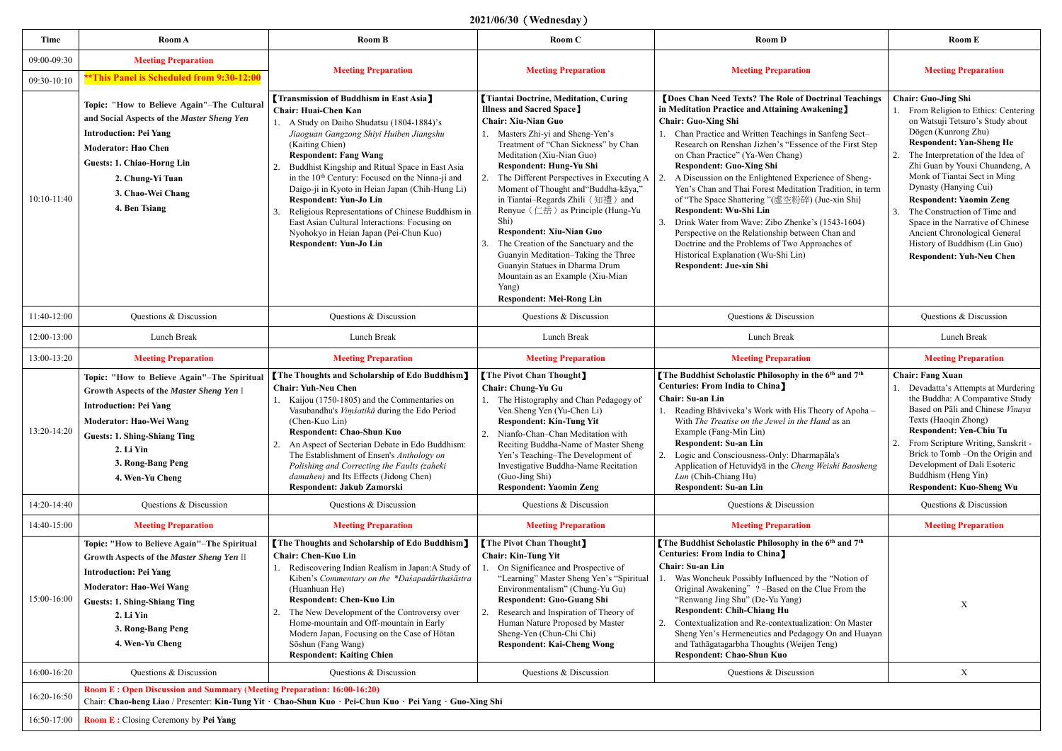**2021/06/30（Wednesday）**

| Time | Room A | Room B | Room C | Room D | Room E |
|---|---|---|---|---|---|
| 09:00-09:30 | **Meeting Preparation** | **Meeting Preparation** | **Meeting Preparation** | **Meeting Preparation** | **Meeting Preparation** |
| 09:30-10:10 | ****This Panel is Scheduled from 9:30-12:00** | | | | |
| 10:10-11:40 | **Topic: "How to Believe Again"–The Cultural and Social Aspects of the *Master Sheng Yen*** <br> **Introduction: Pei Yang** <br> **Moderator: Hao Chen** <br> **Guests: 1. Chiao-Horng Lin** <br> **2. Chung-Yi Tuan** <br> **3. Chao-Wei Chang** <br> **4. Ben Tsiang** | **【Transmission of Buddhism in East Asia】** <br> **Chair: Huai-Chen Kan** <br> 1. A Study on Daiho Shudatsu (1804-1884)'s *Jiaoguan Gangzong Shiyi Huiben Jiangshu* (Kaiting Chien) <br> **Respondent: Fang Wang** <br> 2. Buddhist Kingship and Ritual Space in East Asia in the 10th Century: Focused on the Ninna-ji and Daigo-ji in Kyoto in Heian Japan (Chih-Hung Li) <br> **Respondent: Yun-Jo Lin** <br> 3. Religious Representations of Chinese Buddhism in East Asian Cultural Interactions: Focusing on Nyohokyo in Heian Japan (Pei-Chun Kuo) <br> **Respondent: Yun-Jo Lin** | **【Tiantai Doctrine, Meditation, Curing Illness and Sacred Space】** <br> **Chair: Xiu-Nian Guo** <br> 1. Masters Zhi-yi and Sheng-Yen's Treatment of "Chan Sickness" by Chan Meditation (Xiu-Nian Guo) <br> **Respondent: Hung-Yu Shi** <br> 2. The Different Perspectives in Executing A Moment of Thought and"Buddha-kāya," in Tiantai–Regards Zhili（知禮）and Renyue（仁岳）as Principle (Hung-Yu Shi) <br> **Respondent: Xiu-Nian Guo** <br> 3. The Creation of the Sanctuary and the Guanyin Meditation–Taking the Three Guanyin Statues in Dharma Drum Mountain as an Example (Xiu-Mian Yang) <br> **Respondent: Mei-Rong Lin** | **【Does Chan Need Texts? The Role of Doctrinal Teachings in Meditation Practice and Attaining Awakening】** <br> **Chair: Guo-Xing Shi** <br> 1. Chan Practice and Written Teachings in Sanfeng Sect–Research on Renshan Jizhen's "Essence of the First Step on Chan Practice" (Ya-Wen Chang) <br> **Respondent: Guo-Xing Shi** <br> 2. A Discussion on the Enlightened Experience of Sheng-Yen's Chan and Thai Forest Meditation Tradition, in term of "The Space Shattering "(虛空粉碎) (Jue-xin Shi) <br> **Respondent: Wu-Shi Lin** <br> 3. Drink Water from Wave: Zibo Zhenke's (1543-1604) Perspective on the Relationship between Chan and Doctrine and the Problems of Two Approaches of Historical Explanation (Wu-Shi Lin) <br> **Respondent: Jue-xin Shi** | **Chair: Guo-Jing Shi** <br> 1. From Religion to Ethics: Centering on Watsuji Tetsuro's Study about Dōgen (Kunrong Zhu) <br> **Respondent: Yan-Sheng He** <br> 2. The Interpretation of the Idea of Zhi Guan by Youxi Chuandeng, A Monk of Tiantai Sect in Ming Dynasty (Hanying Cui) <br> **Respondent: Yaomin Zeng** <br> 3. The Construction of Time and Space in the Narrative of Chinese Ancient Chronological General History of Buddhism (Lin Guo) <br> **Respondent: Yuh-Neu Chen** |
| 11:40-12:00 | Questions & Discussion | Questions & Discussion | Questions & Discussion | Questions & Discussion | Questions & Discussion |
| 12:00-13:00 | Lunch Break | Lunch Break | Lunch Break | Lunch Break | Lunch Break |
| 13:00-13:20 | **Meeting Preparation** | **Meeting Preparation** | **Meeting Preparation** | **Meeting Preparation** | **Meeting Preparation** |
| 13:20-14:20 | **Topic: "How to Believe Again"–The Spiritual Growth Aspects of the *Master Sheng Yen* I** <br> **Introduction: Pei Yang** <br> **Moderator: Hao-Wei Wang** <br> **Guests: 1. Shing-Shiang Ting** <br> **2. Li Yin** <br> **3. Rong-Bang Peng** <br> **4. Wen-Yu Cheng** | **【The Thoughts and Scholarship of Edo Buddhism】** <br> **Chair: Yuh-Neu Chen** <br> 1. Kaijou (1750-1805) and the Commentaries on Vasubandhu's *Viṃśatikā* during the Edo Period (Chen-Kuo Lin) <br> **Respondent: Chao-Shun Kuo** <br> 2. An Aspect of Secterian Debate in Edo Buddhism: The Establishment of Ensen's *Anthology on Polishing and Correcting the Faults (zaheki damahen)* and Its Effects (Jidong Chen) <br> **Respondent: Jakub Zamorski** | **【The Pivot Chan Thought】** <br> **Chair: Chung-Yu Gu** <br> 1. The Histography and Chan Pedagogy of Ven.Sheng Yen (Yu-Chen Li) <br> **Respondent: Kin-Tung Yit** <br> 2. Nianfo-Chan–Chan Meditation with Reciting Buddha-Name of Master Sheng Yen's Teaching–The Development of Investigative Buddha-Name Recitation (Guo-Jing Shi) <br> **Respondent: Yaomin Zeng** | **【The Buddhist Scholastic Philosophy in the 6th and 7th Centuries: From India to China】** <br> **Chair: Su-an Lin** <br> 1. Reading Bhāviveka's Work with His Theory of Apoha – With *The Treatise on the Jewel in the Hand* as an Example (Fang-Min Lin) <br> **Respondent: Su-an Lin** <br> 2. Logic and Consciousness-Only: Dharmapāla's Application of Hetuvidyā in the *Cheng Weishi Baosheng Lun* (Chih-Chiang Hu) <br> **Respondent: Su-an Lin** | **Chair: Fang Xuan** <br> 1. Devadatta's Attempts at Murdering the Buddha: A Comparative Study Based on Pāli and Chinese *Vinaya* Texts (Haoqin Zhong) <br> **Respondent: Yen-Chiu Tu** <br> 2. From Scripture Writing, Sanskrit - Brick to Tomb –On the Origin and Development of Dali Esoteric Buddhism (Heng Yin) <br> **Respondent: Kuo-Sheng Wu** |
| 14:20-14:40 | Questions & Discussion | Questions & Discussion | Questions & Discussion | Questions & Discussion | Questions & Discussion |
| 14:40-15:00 | **Meeting Preparation** | **Meeting Preparation** | **Meeting Preparation** | **Meeting Preparation** | **Meeting Preparation** |
| 15:00-16:00 | **Topic: "How to Believe Again"–The Spiritual Growth Aspects of the *Master Sheng Yen* II** <br> **Introduction: Pei Yang** <br> **Moderator: Hao-Wei Wang** <br> **Guests: 1. Shing-Shiang Ting** <br> **2. Li Yin** <br> **3. Rong-Bang Peng** <br> **4. Wen-Yu Cheng** | **【The Thoughts and Scholarship of Edo Buddhism】** <br> **Chair: Chen-Kuo Lin** <br> 1. Rediscovering Indian Realism in Japan:A Study of Kiben's *Commentary on the *Daśapadārthaśāstra* (Huanhuan He) <br> **Respondent: Chen-Kuo Lin** <br> 2. The New Development of the Controversy over Home-mountain and Off-mountain in Early Modern Japan, Focusing on the Case of Hōtan Sōshun (Fang Wang) <br> **Respondent: Kaiting Chien** | **【The Pivot Chan Thought】** <br> **Chair: Kin-Tung Yit** <br> 1. On Significance and Prospective of "Learning" Master Sheng Yen's "Spiritual Environmentalism" (Chung-Yu Gu) <br> **Respondent: Guo-Guang Shi** <br> 2. Research and Inspiration of Theory of Human Nature Proposed by Master Sheng-Yen (Chun-Chi Chi) <br> **Respondent: Kai-Cheng Wong** | **【The Buddhist Scholastic Philosophy in the 6th and 7th Centuries: From India to China】** <br> **Chair: Su-an Lin** <br> 1. Was Woncheuk Possibly Influenced by the "Notion of Original Awakening"？–Based on the Clue From the "Renwang Jing Shu" (De-Yu Yang) <br> **Respondent: Chih-Chiang Hu** <br> 2. Contextualization and Re-contextualization: On Master Sheng Yen's Hermeneutics and Pedagogy On and Huayan and Tathāgatagarbha Thoughts (Weijen Teng) <br> **Respondent: Chao-Shun Kuo** | X |
| 16:00-16:20 | Questions & Discussion | Questions & Discussion | Questions & Discussion | Questions & Discussion | X |
| 16:20-16:50 | **Room E : Open Discussion and Summary (Meeting Preparation: 16:00-16:20)** <br> Chair: **Chao-heng Liao** / Presenter: **Kin-Tung Yit、Chao-Shun Kuo、Pei-Chun Kuo、Pei Yang、Guo-Xing Shi** | | | | |
| 16:50-17:00 | **Room E :** Closing Ceremony by **Pei Yang** | | | | |